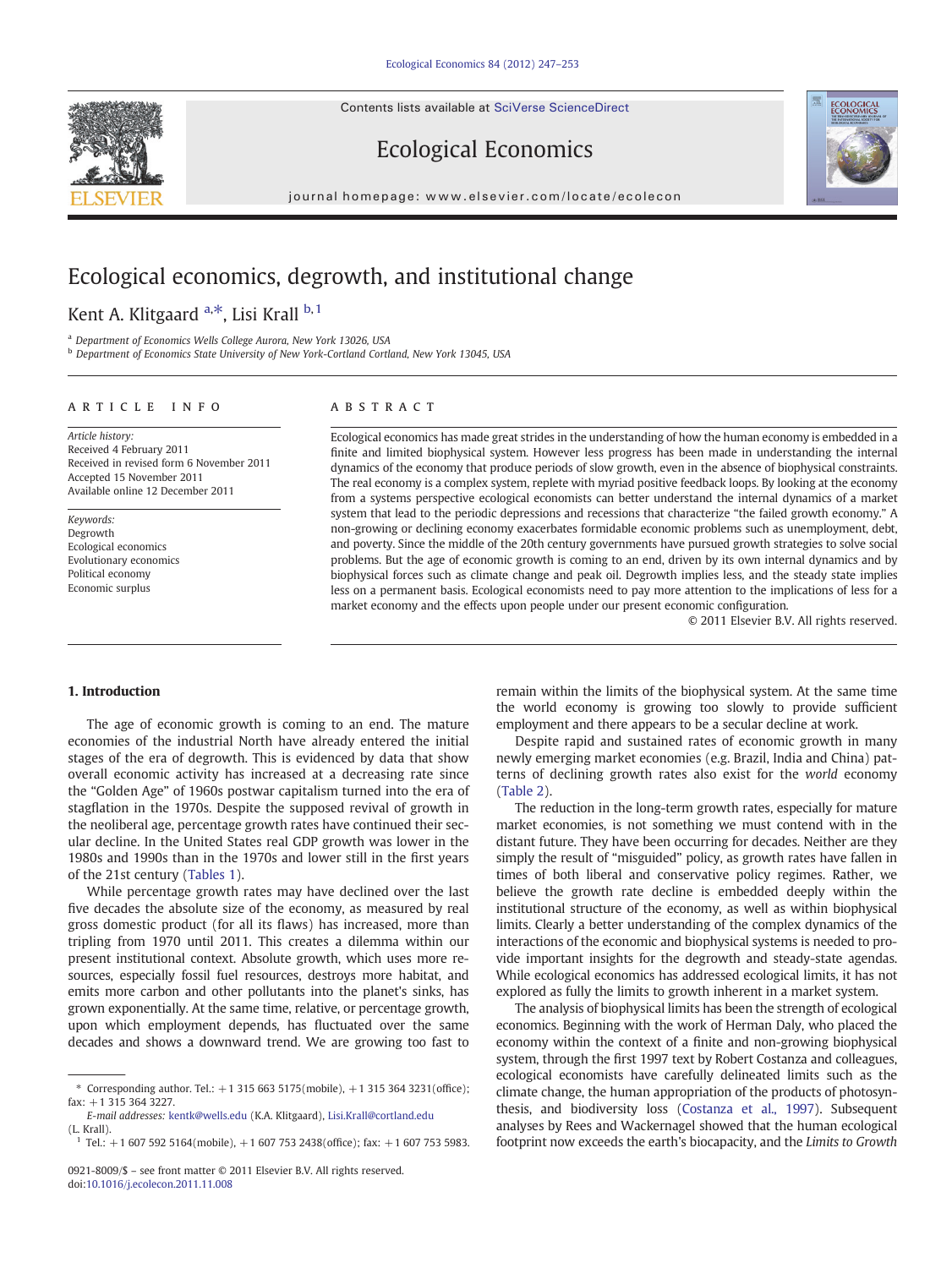# Ecological economics, degrowth, and institutional change

Kent A. Klitgaard [a,*], Lisi Krall [b,1]

[a] Department of Economics Wells College Aurora, New York 13026, USA

[b] Department of Economics State University of New York-Cortland Cortland, New York 13045, USA

## ARTICLE INFO

*Article history:*
Received 4 February 2011
Received in revised form 6 November 2011
Accepted 15 November 2011
Available online 12 December 2011

*Keywords:*
Degrowth
Ecological economics
Evolutionary economics
Political economy
Economic surplus

## ABSTRACT

Ecological economics has made great strides in the understanding of how the human economy is embedded in a finite and limited biophysical system. However less progress has been made in understanding the internal dynamics of the economy that produce periods of slow growth, even in the absence of biophysical constraints. The real economy is a complex system, replete with myriad positive feedback loops. By looking at the economy from a systems perspective ecological economists can better understand the internal dynamics of a market system that lead to the periodic depressions and recessions that characterize "the failed growth economy." A non-growing or declining economy exacerbates formidable economic problems such as unemployment, debt, and poverty. Since the middle of the 20th century governments have pursued growth strategies to solve social problems. But the age of economic growth is coming to an end, driven by its own internal dynamics and by biophysical forces such as climate change and peak oil. Degrowth implies less, and the steady state implies less on a permanent basis. Ecological economists need to pay more attention to the implications of less for a market economy and the effects upon people under our present economic configuration.

© 2011 Elsevier B.V. All rights reserved.

## 1. Introduction

The age of economic growth is coming to an end. The mature economies of the industrial North have already entered the initial stages of the era of degrowth. This is evidenced by data that show overall economic activity has increased at a decreasing rate since the "Golden Age" of 1960s postwar capitalism turned into the era of stagflation in the 1970s. Despite the supposed revival of growth in the neoliberal age, percentage growth rates have continued their secular decline. In the United States real GDP growth was lower in the 1980s and 1990s than in the 1970s and lower still in the first years of the 21st century (Tables 1).

While percentage growth rates may have declined over the last five decades the absolute size of the economy, as measured by real gross domestic product (for all its flaws) has increased, more than tripling from 1970 until 2011. This creates a dilemma within our present institutional context. Absolute growth, which uses more resources, especially fossil fuel resources, destroys more habitat, and emits more carbon and other pollutants into the planet's sinks, has grown exponentially. At the same time, relative, or percentage growth, upon which employment depends, has fluctuated over the same decades and shows a downward trend. We are growing too fast to remain within the limits of the biophysical system. At the same time the world economy is growing too slowly to provide sufficient employment and there appears to be a secular decline at work.

Despite rapid and sustained rates of economic growth in many newly emerging market economies (e.g. Brazil, India and China) patterns of declining growth rates also exist for the *world* economy (Table 2).

The reduction in the long-term growth rates, especially for mature market economies, is not something we must contend with in the distant future. They have been occurring for decades. Neither are they simply the result of "misguided" policy, as growth rates have fallen in times of both liberal and conservative policy regimes. Rather, we believe the growth rate decline is embedded deeply within the institutional structure of the economy, as well as within biophysical limits. Clearly a better understanding of the complex dynamics of the interactions of the economic and biophysical systems is needed to provide important insights for the degrowth and steady-state agendas. While ecological economics has addressed ecological limits, it has not explored as fully the limits to growth inherent in a market system.

The analysis of biophysical limits has been the strength of ecological economics. Beginning with the work of Herman Daly, who placed the economy within the context of a finite and non-growing biophysical system, through the first 1997 text by Robert Costanza and colleagues, ecological economists have carefully delineated limits such as the climate change, the human appropriation of the products of photosynthesis, and biodiversity loss (Costanza et al., 1997). Subsequent analyses by Rees and Wackernagel showed that the human ecological footprint now exceeds the earth's biocapacity, and the *Limits to Growth*

---

* Corresponding author. Tel.: +1 315 663 5175(mobile), +1 315 364 3231(office); fax: +1 315 364 3227.

*E-mail addresses:* kentk@wells.edu (K.A. Klitgaard), Lisi.Krall@cortland.edu (L. Krall).

[1] Tel.: +1 607 592 5164(mobile), +1 607 753 2438(office); fax: +1 607 753 5983.

0921-8009/$ – see front matter © 2011 Elsevier B.V. All rights reserved.
doi:10.1016/j.ecolecon.2011.11.008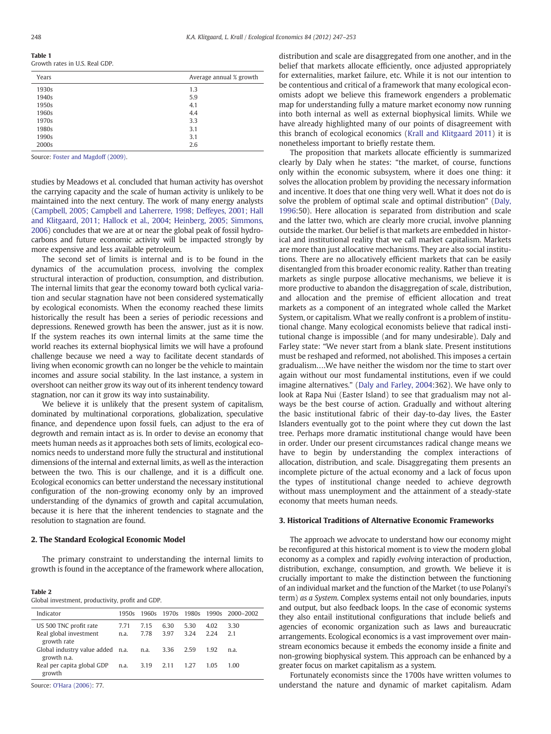**Table 1**
Growth rates in U.S. Real GDP.

| Years | Average annual % growth |
|---|---|
| 1930s | 1.3 |
| 1940s | 5.9 |
| 1950s | 4.1 |
| 1960s | 4.4 |
| 1970s | 3.3 |
| 1980s | 3.1 |
| 1990s | 3.1 |
| 2000s | 2.6 |

Source: Foster and Magdoff (2009).

studies by Meadows et al. concluded that human activity has overshot the carrying capacity and the scale of human activity is unlikely to be maintained into the next century. The work of many energy analysts (Campbell, 2005; Campbell and Laherrere, 1998; Deffeyes, 2001; Hall and Klitgaard, 2011; Hallock et al., 2004; Heinberg, 2005; Simmons, 2006) concludes that we are at or near the global peak of fossil hydrocarbons and future economic activity will be impacted strongly by more expensive and less available petroleum.

The second set of limits is internal and is to be found in the dynamics of the accumulation process, involving the complex structural interaction of production, consumption, and distribution. The internal limits that gear the economy toward both cyclical variation and secular stagnation have not been considered systematically by ecological economists. When the economy reached these limits historically the result has been a series of periodic recessions and depressions. Renewed growth has been the answer, just as it is now. If the system reaches its own internal limits at the same time the world reaches its external biophysical limits we will have a profound challenge because we need a way to facilitate decent standards of living when economic growth can no longer be the vehicle to maintain incomes and assure social stability. In the last instance, a system in overshoot can neither grow its way out of its inherent tendency toward stagnation, nor can it grow its way into sustainability.

We believe it is unlikely that the present system of capitalism, dominated by multinational corporations, globalization, speculative finance, and dependence upon fossil fuels, can adjust to the era of degrowth and remain intact as is. In order to devise an economy that meets human needs as it approaches both sets of limits, ecological economics needs to understand more fully the structural and institutional dimensions of the internal and external limits, as well as the interaction between the two. This is our challenge, and it is a difficult one. Ecological economics can better understand the necessary institutional configuration of the non-growing economy only by an improved understanding of the dynamics of growth and capital accumulation, because it is here that the inherent tendencies to stagnate and the resolution to stagnation are found.

## 2. The Standard Ecological Economic Model

The primary constraint to understanding the internal limits to growth is found in the acceptance of the framework where allocation, distribution and scale are disaggregated from one another, and in the belief that markets allocate efficiently, once adjusted appropriately for externalities, market failure, etc. While it is not our intention to be contentious and critical of a framework that many ecological economists adopt we believe this framework engenders a problematic map for understanding fully a mature market economy now running into both internal as well as external biophysical limits. While we have already highlighted many of our points of disagreement with this branch of ecological economics (Krall and Klitgaard 2011) it is nonetheless important to briefly restate them.

The proposition that markets allocate efficiently is summarized clearly by Daly when he states: "the market, of course, functions only within the economic subsystem, where it does one thing: it solves the allocation problem by providing the necessary information and incentive. It does that one thing very well. What it does not do is solve the problem of optimal scale and optimal distribution" (Daly, 1996:50). Here allocation is separated from distribution and scale and the latter two, which are clearly more crucial, involve planning outside the market. Our belief is that markets are embedded in historical and institutional reality that we call market capitalism. Markets are more than just allocative mechanisms. They are also social institutions. There are no allocatively efficient markets that can be easily disentangled from this broader economic reality. Rather than treating markets as single purpose allocative mechanisms, we believe it is more productive to abandon the disaggregation of scale, distribution, and allocation and the premise of efficient allocation and treat markets as a component of an integrated whole called the Market System, or capitalism. What we really confront is a problem of institutional change. Many ecological economists believe that radical institutional change is impossible (and for many undesirable). Daly and Farley state: "We never start from a blank slate. Present institutions must be reshaped and reformed, not abolished. This imposes a certain gradualism….We have neither the wisdom nor the time to start over again without our most fundamental institutions, even if we could imagine alternatives." (Daly and Farley, 2004:362). We have only to look at Rapa Nui (Easter Island) to see that gradualism may not always be the best course of action. Gradually and without altering the basic institutional fabric of their day-to-day lives, the Easter Islanders eventually got to the point where they cut down the last tree. Perhaps more dramatic institutional change would have been in order. Under our present circumstances radical change means we have to begin by understanding the complex interactions of allocation, distribution, and scale. Disaggregating them presents an incomplete picture of the actual economy and a lack of focus upon the types of institutional change needed to achieve degrowth without mass unemployment and the attainment of a steady-state economy that meets human needs.

**Table 2**
Global investment, productivity, profit and GDP.

| Indicator | 1950s | 1960s | 1970s | 1980s | 1990s | 2000–2002 |
|---|---|---|---|---|---|---|
| US 500 TNC profit rate | 7.71 | 7.15 | 6.30 | 5.30 | 4.02 | 3.30 |
| Real global investment growth rate | n.a. | 7.78 | 3.97 | 3.24 | 2.24 | 2.1 |
| Global industry value added growth n.a. | n.a. | n.a. | 3.36 | 2.59 | 1.92 | n.a. |
| Real per capita global GDP growth | n.a. | 3.19 | 2.11 | 1.27 | 1.05 | 1.00 |

Source: O'Hara (2006): 77.

## 3. Historical Traditions of Alternative Economic Frameworks

The approach we advocate to understand how our economy might be reconfigured at this historical moment is to view the modern global economy as a complex and rapidly *evolving* interaction of production, distribution, exchange, consumption, and growth. We believe it is crucially important to make the distinction between the functioning of an individual market and the function of the Market (to use Polanyi's term) *as a System*. Complex systems entail not only boundaries, inputs and output, but also feedback loops. In the case of economic systems they also entail institutional configurations that include beliefs and agencies of economic organization such as laws and bureaucratic arrangements. Ecological economics is a vast improvement over mainstream economics because it embeds the economy inside a finite and non-growing biophysical system. This approach can be enhanced by a greater focus on market capitalism as a system.

Fortunately economists since the 1700s have written volumes to understand the nature and dynamic of market capitalism. Adam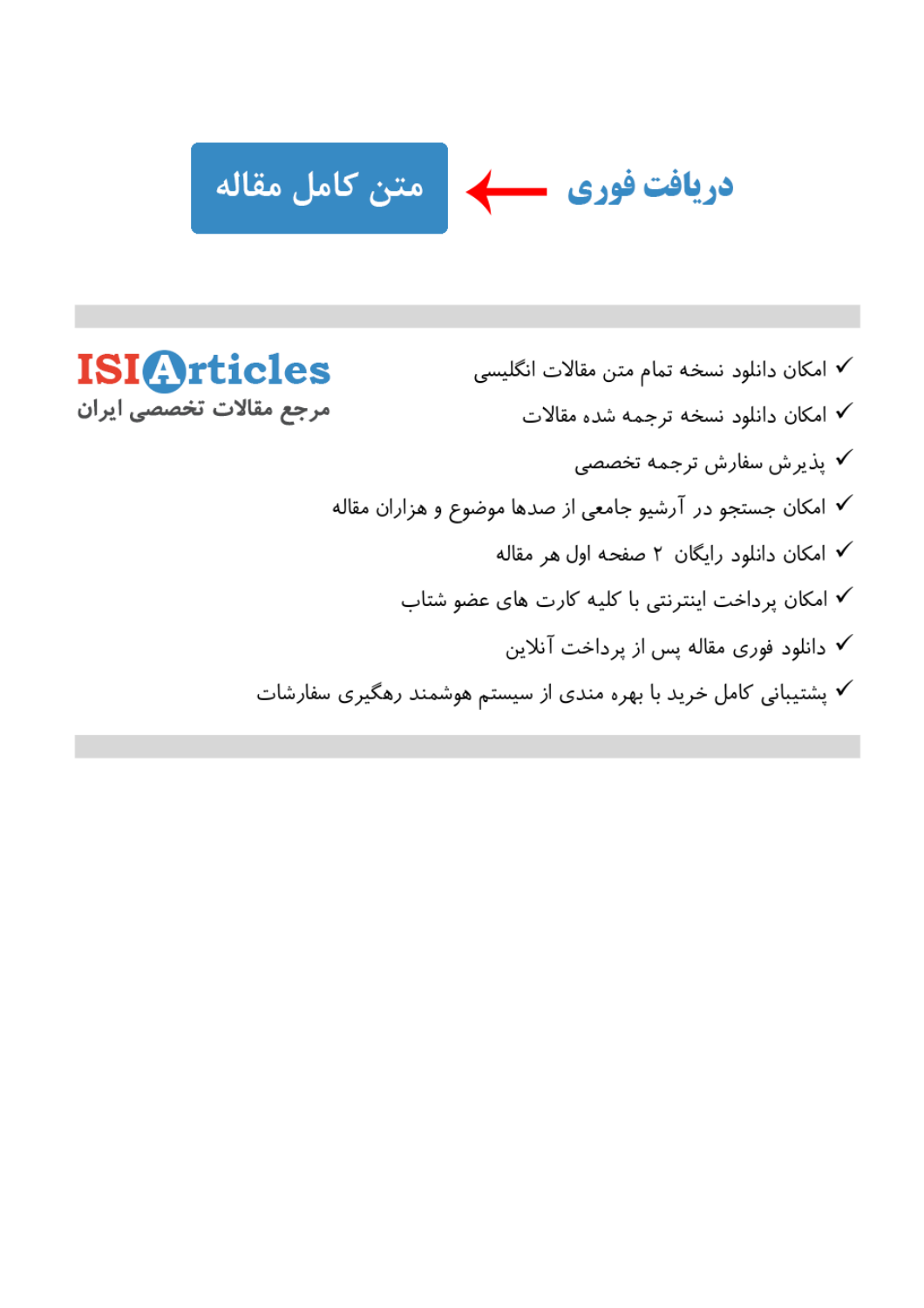دریافت فوری ← متن کامل مقاله

ISIArticles

مرجع مقالات تخصصی ایران

- ✓ امکان دانلود نسخه تمام متن مقالات انگلیسی
- ✓ امکان دانلود نسخه ترجمه شده مقالات
- ✓ پذیرش سفارش ترجمه تخصصی
- ✓ امکان جستجو در آرشیو جامعی از صدها موضوع و هزاران مقاله
- ✓ امکان دانلود رایگان ۲ صفحه اول هر مقاله
- ✓ امکان پرداخت اینترنتی با کلیه کارت های عضو شتاب
- ✓ دانلود فوری مقاله پس از پرداخت آنلاین
- ✓ پشتیبانی کامل خرید با بهره مندی از سیستم هوشمند رهگیری سفارشات